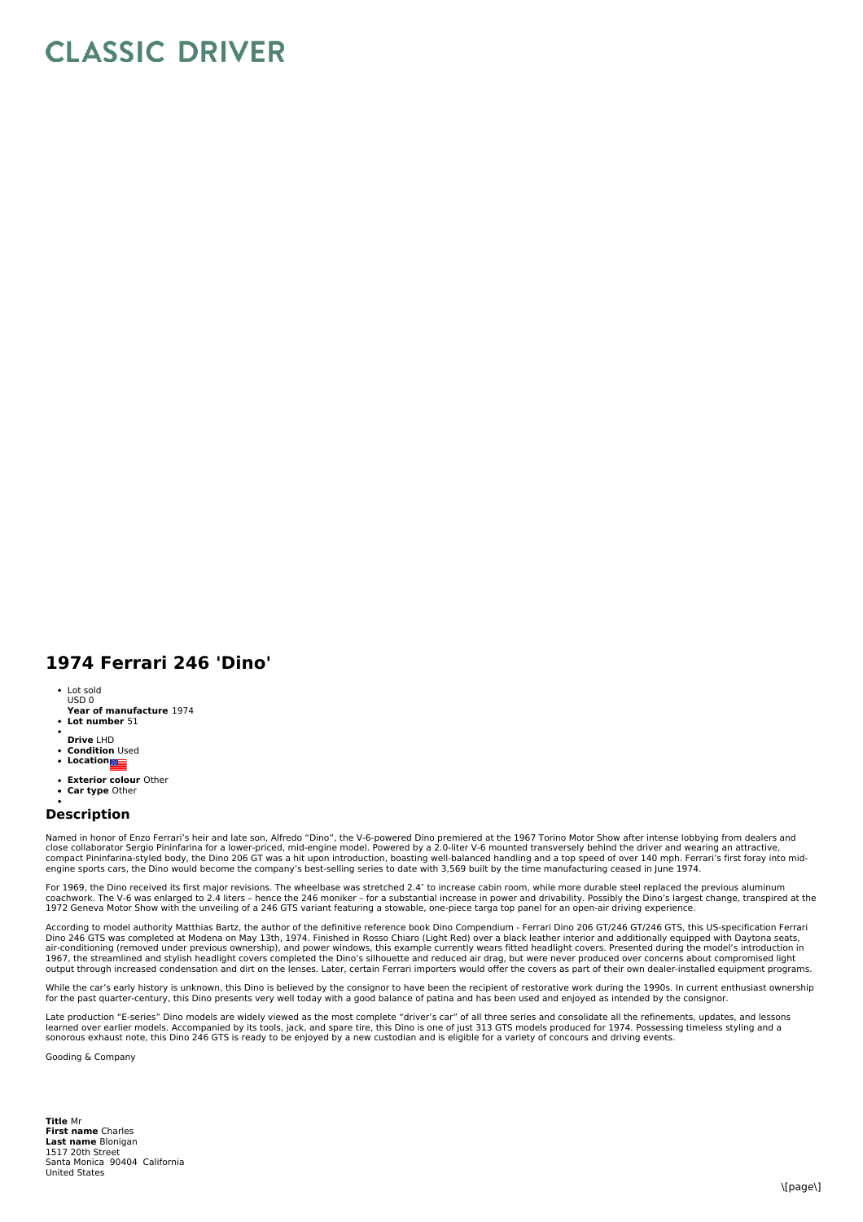# CLASSIC DRIVER

## 1974 Ferrari 246 'Dino'

- Lot sold
  USD 0
  **Year of manufacture** 1974
- **Lot number** 51
- 
  **Drive** LHD
- **Condition** Used
- **Location**
- **Exterior colour** Other
- **Car type** Other
- 

### Description

Named in honor of Enzo Ferrari's heir and late son, Alfredo "Dino", the V-6-powered Dino premiered at the 1967 Torino Motor Show after intense lobbying from dealers and close collaborator Sergio Pininfarina for a lower-priced, mid-engine model. Powered by a 2.0-liter V-6 mounted transversely behind the driver and wearing an attractive, compact Pininfarina-styled body, the Dino 206 GT was a hit upon introduction, boasting well-balanced handling and a top speed of over 140 mph. Ferrari's first foray into mid-engine sports cars, the Dino would become the company's best-selling series to date with 3,569 built by the time manufacturing ceased in June 1974.

For 1969, the Dino received its first major revisions. The wheelbase was stretched 2.4" to increase cabin room, while more durable steel replaced the previous aluminum coachwork. The V-6 was enlarged to 2.4 liters – hence the 246 moniker – for a substantial increase in power and drivability. Possibly the Dino's largest change, transpired at the 1972 Geneva Motor Show with the unveiling of a 246 GTS variant featuring a stowable, one-piece targa top panel for an open-air driving experience.

According to model authority Matthias Bartz, the author of the definitive reference book Dino Compendium - Ferrari Dino 206 GT/246 GT/246 GTS, this US-specification Ferrari Dino 246 GTS was completed at Modena on May 13th, 1974. Finished in Rosso Chiaro (Light Red) over a black leather interior and additionally equipped with Daytona seats, air-conditioning (removed under previous ownership), and power windows, this example currently wears fitted headlight covers. Presented during the model's introduction in 1967, the streamlined and stylish headlight covers completed the Dino's silhouette and reduced air drag, but were never produced over concerns about compromised light output through increased condensation and dirt on the lenses. Later, certain Ferrari importers would offer the covers as part of their own dealer-installed equipment programs.

While the car's early history is unknown, this Dino is believed by the consignor to have been the recipient of restorative work during the 1990s. In current enthusiast ownership for the past quarter-century, this Dino presents very well today with a good balance of patina and has been used and enjoyed as intended by the consignor.

Late production "E-series" Dino models are widely viewed as the most complete "driver's car" of all three series and consolidate all the refinements, updates, and lessons learned over earlier models. Accompanied by its tools, jack, and spare tire, this Dino is one of just 313 GTS models produced for 1974. Possessing timeless styling and a sonorous exhaust note, this Dino 246 GTS is ready to be enjoyed by a new custodian and is eligible for a variety of concours and driving events.

Gooding & Company

**Title** Mr
**First name** Charles
**Last name** Blonigan
1517 20th Street
Santa Monica 90404 California
United States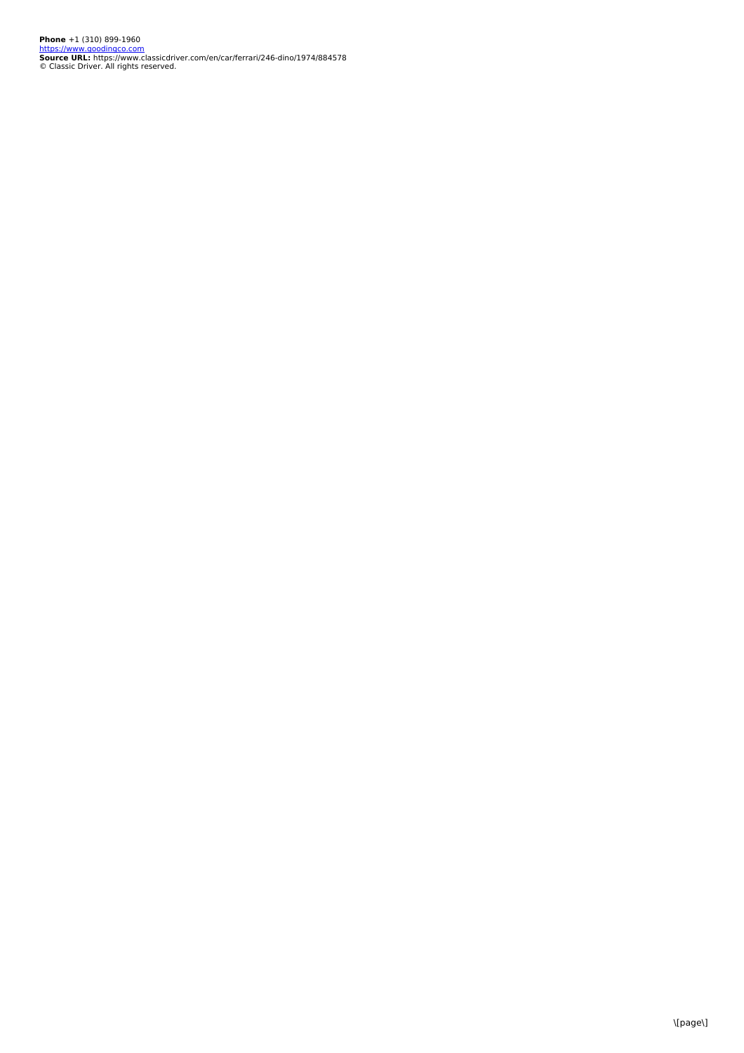**Phone** +1 (310) 899-1960
[https://www.goodingco.com](https://www.goodingco.com)
**Source URL:** https://www.classicdriver.com/en/car/ferrari/246-dino/1974/884578
© Classic Driver. All rights reserved.